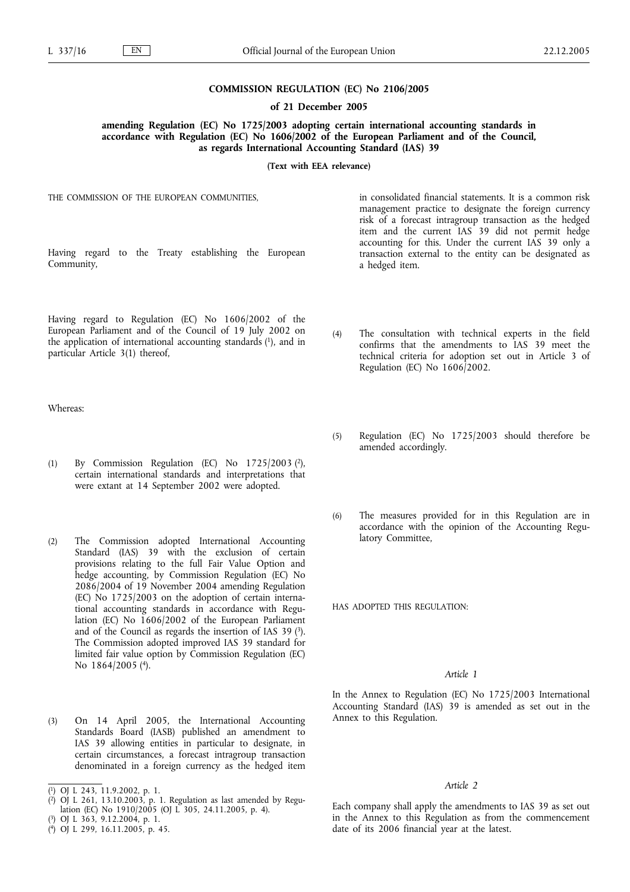**COMMISSION REGULATION (EC) No 2106/2005**

**of 21 December 2005**

**amending Regulation (EC) No 1725/2003 adopting certain international accounting standards in accordance with Regulation (EC) No 1606/2002 of the European Parliament and of the Council, as regards International Accounting Standard (IAS) 39**

**(Text with EEA relevance)**

THE COMMISSION OF THE EUROPEAN COMMUNITIES,

Having regard to the Treaty establishing the European Community,

Having regard to Regulation (EC) No 1606/2002 of the European Parliament and of the Council of 19 July 2002 on the application of international accounting standards [1], and in particular Article 3(1) thereof,

Whereas:

(1) By Commission Regulation (EC) No 1725/2003 [2], certain international standards and interpretations that were extant at 14 September 2002 were adopted.

(2) The Commission adopted International Accounting Standard (IAS) 39 with the exclusion of certain provisions relating to the full Fair Value Option and hedge accounting, by Commission Regulation (EC) No 2086/2004 of 19 November 2004 amending Regulation (EC) No 1725/2003 on the adoption of certain international accounting standards in accordance with Regulation (EC) No 1606/2002 of the European Parliament and of the Council as regards the insertion of IAS 39 [3]. The Commission adopted improved IAS 39 standard for limited fair value option by Commission Regulation (EC) No 1864/2005 [4].

(3) On 14 April 2005, the International Accounting Standards Board (IASB) published an amendment to IAS 39 allowing entities in particular to designate, in certain circumstances, a forecast intragroup transaction denominated in a foreign currency as the hedged item in consolidated financial statements. It is a common risk management practice to designate the foreign currency risk of a forecast intragroup transaction as the hedged item and the current IAS 39 did not permit hedge accounting for this. Under the current IAS 39 only a transaction external to the entity can be designated as a hedged item.

(4) The consultation with technical experts in the field confirms that the amendments to IAS 39 meet the technical criteria for adoption set out in Article 3 of Regulation (EC) No 1606/2002.

(5) Regulation (EC) No 1725/2003 should therefore be amended accordingly.

(6) The measures provided for in this Regulation are in accordance with the opinion of the Accounting Regulatory Committee,

HAS ADOPTED THIS REGULATION:

*Article 1*

In the Annex to Regulation (EC) No 1725/2003 International Accounting Standard (IAS) 39 is amended as set out in the Annex to this Regulation.

*Article 2*

Each company shall apply the amendments to IAS 39 as set out in the Annex to this Regulation as from the commencement date of its 2006 financial year at the latest.

---

[1] OJ L 243, 11.9.2002, p. 1.

[2] OJ L 261, 13.10.2003, p. 1. Regulation as last amended by Regulation (EC) No 1910/2005 (OJ L 305, 24.11.2005, p. 4).

[3] OJ L 363, 9.12.2004, p. 1.

[4] OJ L 299, 16.11.2005, p. 45.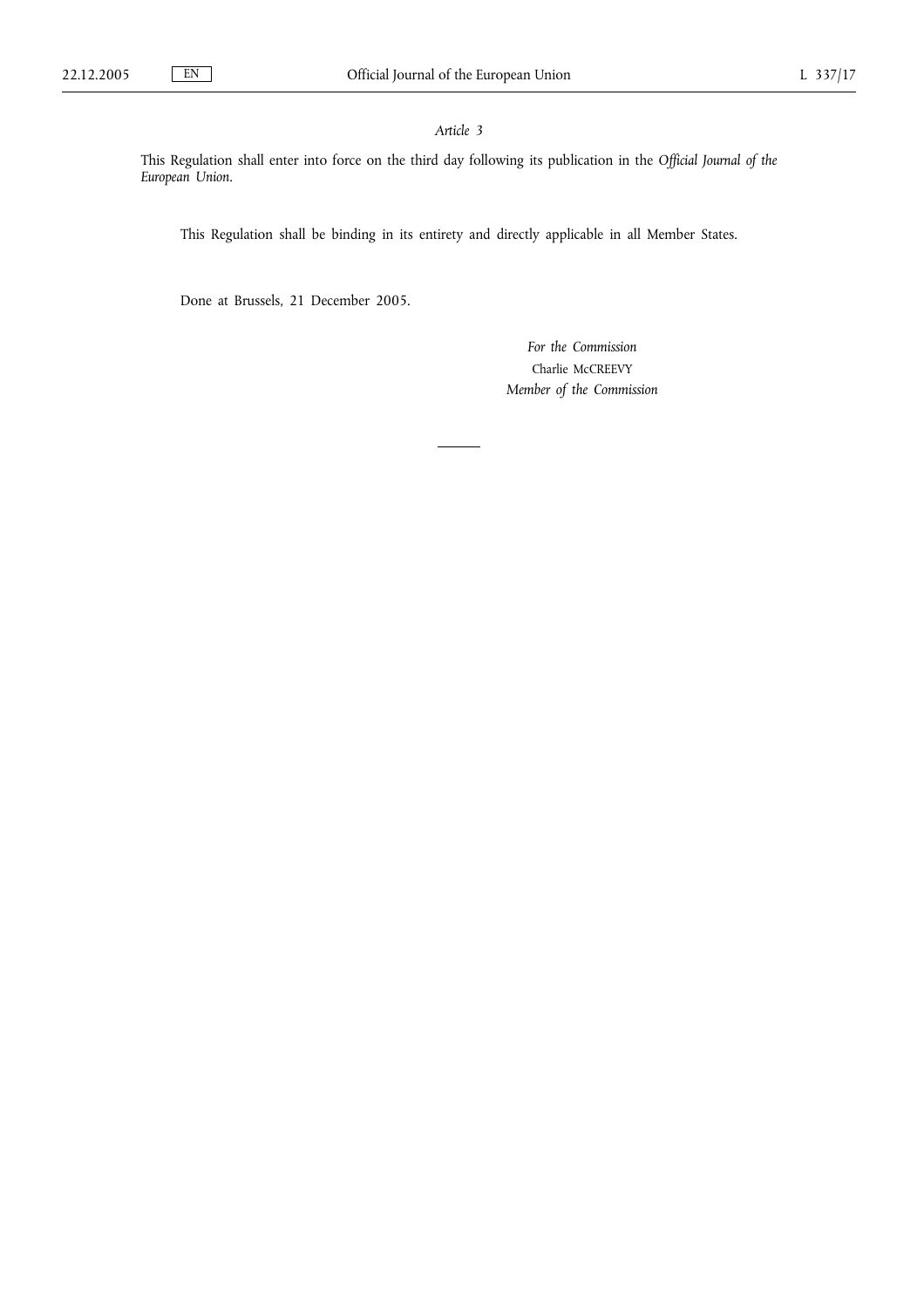*Article 3*

This Regulation shall enter into force on the third day following its publication in the *Official Journal of the European Union*.

This Regulation shall be binding in its entirety and directly applicable in all Member States.

Done at Brussels, 21 December 2005.

*For the Commission*

Charlie McCREEVY

*Member of the Commission*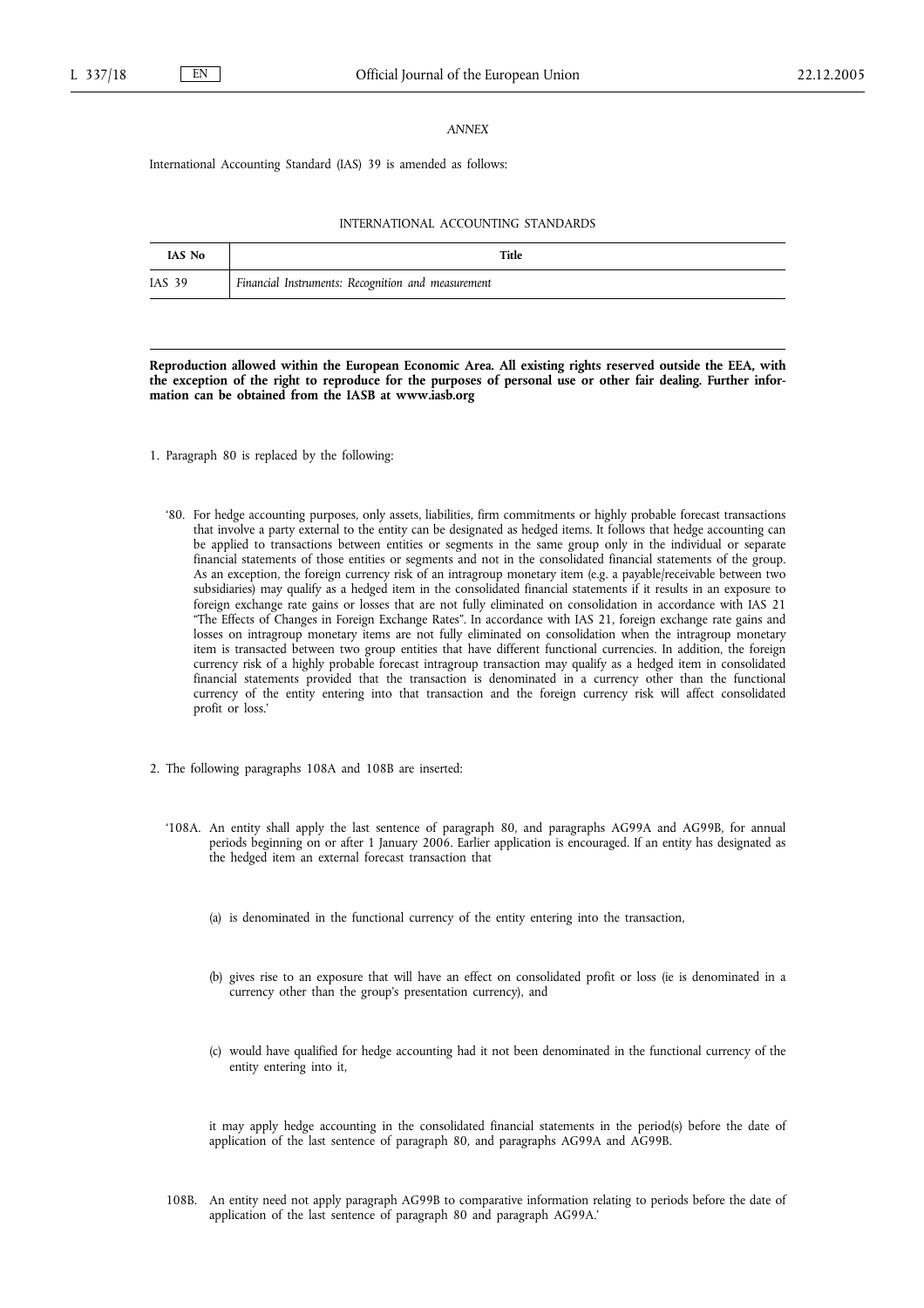*ANNEX*

International Accounting Standard (IAS) 39 is amended as follows:

INTERNATIONAL ACCOUNTING STANDARDS

| IAS No | Title |
|---|---|
| IAS 39 | *Financial Instruments: Recognition and measurement* |

**Reproduction allowed within the European Economic Area. All existing rights reserved outside the EEA, with the exception of the right to reproduce for the purposes of personal use or other fair dealing. Further information can be obtained from the IASB at www.iasb.org**

1. Paragraph 80 is replaced by the following:

   '80. For hedge accounting purposes, only assets, liabilities, firm commitments or highly probable forecast transactions that involve a party external to the entity can be designated as hedged items. It follows that hedge accounting can be applied to transactions between entities or segments in the same group only in the individual or separate financial statements of those entities or segments and not in the consolidated financial statements of the group. As an exception, the foreign currency risk of an intragroup monetary item (e.g. a payable/receivable between two subsidiaries) may qualify as a hedged item in the consolidated financial statements if it results in an exposure to foreign exchange rate gains or losses that are not fully eliminated on consolidation in accordance with IAS 21 "The Effects of Changes in Foreign Exchange Rates". In accordance with IAS 21, foreign exchange rate gains and losses on intragroup monetary items are not fully eliminated on consolidation when the intragroup monetary item is transacted between two group entities that have different functional currencies. In addition, the foreign currency risk of a highly probable forecast intragroup transaction may qualify as a hedged item in consolidated financial statements provided that the transaction is denominated in a currency other than the functional currency of the entity entering into that transaction and the foreign currency risk will affect consolidated profit or loss.'

2. The following paragraphs 108A and 108B are inserted:

   '108A. An entity shall apply the last sentence of paragraph 80, and paragraphs AG99A and AG99B, for annual periods beginning on or after 1 January 2006. Earlier application is encouraged. If an entity has designated as the hedged item an external forecast transaction that

   (a) is denominated in the functional currency of the entity entering into the transaction,

   (b) gives rise to an exposure that will have an effect on consolidated profit or loss (ie is denominated in a currency other than the group's presentation currency), and

   (c) would have qualified for hedge accounting had it not been denominated in the functional currency of the entity entering into it,

   it may apply hedge accounting in the consolidated financial statements in the period(s) before the date of application of the last sentence of paragraph 80, and paragraphs AG99A and AG99B.

   108B. An entity need not apply paragraph AG99B to comparative information relating to periods before the date of application of the last sentence of paragraph 80 and paragraph AG99A.'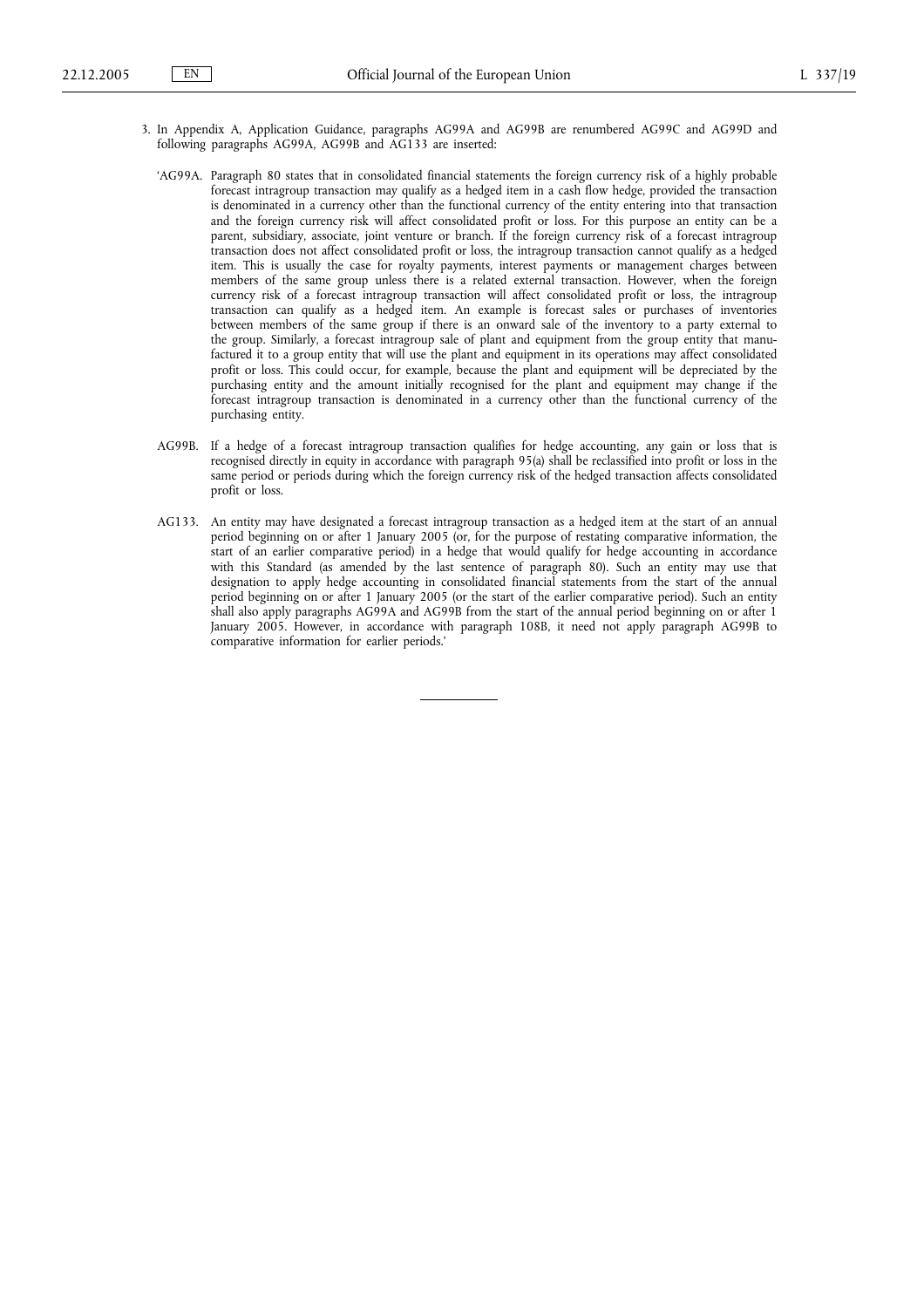3. In Appendix A, Application Guidance, paragraphs AG99A and AG99B are renumbered AG99C and AG99D and following paragraphs AG99A, AG99B and AG133 are inserted:

'AG99A. Paragraph 80 states that in consolidated financial statements the foreign currency risk of a highly probable forecast intragroup transaction may qualify as a hedged item in a cash flow hedge, provided the transaction is denominated in a currency other than the functional currency of the entity entering into that transaction and the foreign currency risk will affect consolidated profit or loss. For this purpose an entity can be a parent, subsidiary, associate, joint venture or branch. If the foreign currency risk of a forecast intragroup transaction does not affect consolidated profit or loss, the intragroup transaction cannot qualify as a hedged item. This is usually the case for royalty payments, interest payments or management charges between members of the same group unless there is a related external transaction. However, when the foreign currency risk of a forecast intragroup transaction will affect consolidated profit or loss, the intragroup transaction can qualify as a hedged item. An example is forecast sales or purchases of inventories between members of the same group if there is an onward sale of the inventory to a party external to the group. Similarly, a forecast intragroup sale of plant and equipment from the group entity that manufactured it to a group entity that will use the plant and equipment in its operations may affect consolidated profit or loss. This could occur, for example, because the plant and equipment will be depreciated by the purchasing entity and the amount initially recognised for the plant and equipment may change if the forecast intragroup transaction is denominated in a currency other than the functional currency of the purchasing entity.

AG99B. If a hedge of a forecast intragroup transaction qualifies for hedge accounting, any gain or loss that is recognised directly in equity in accordance with paragraph 95(a) shall be reclassified into profit or loss in the same period or periods during which the foreign currency risk of the hedged transaction affects consolidated profit or loss.

AG133. An entity may have designated a forecast intragroup transaction as a hedged item at the start of an annual period beginning on or after 1 January 2005 (or, for the purpose of restating comparative information, the start of an earlier comparative period) in a hedge that would qualify for hedge accounting in accordance with this Standard (as amended by the last sentence of paragraph 80). Such an entity may use that designation to apply hedge accounting in consolidated financial statements from the start of the annual period beginning on or after 1 January 2005 (or the start of the earlier comparative period). Such an entity shall also apply paragraphs AG99A and AG99B from the start of the annual period beginning on or after 1 January 2005. However, in accordance with paragraph 108B, it need not apply paragraph AG99B to comparative information for earlier periods.'